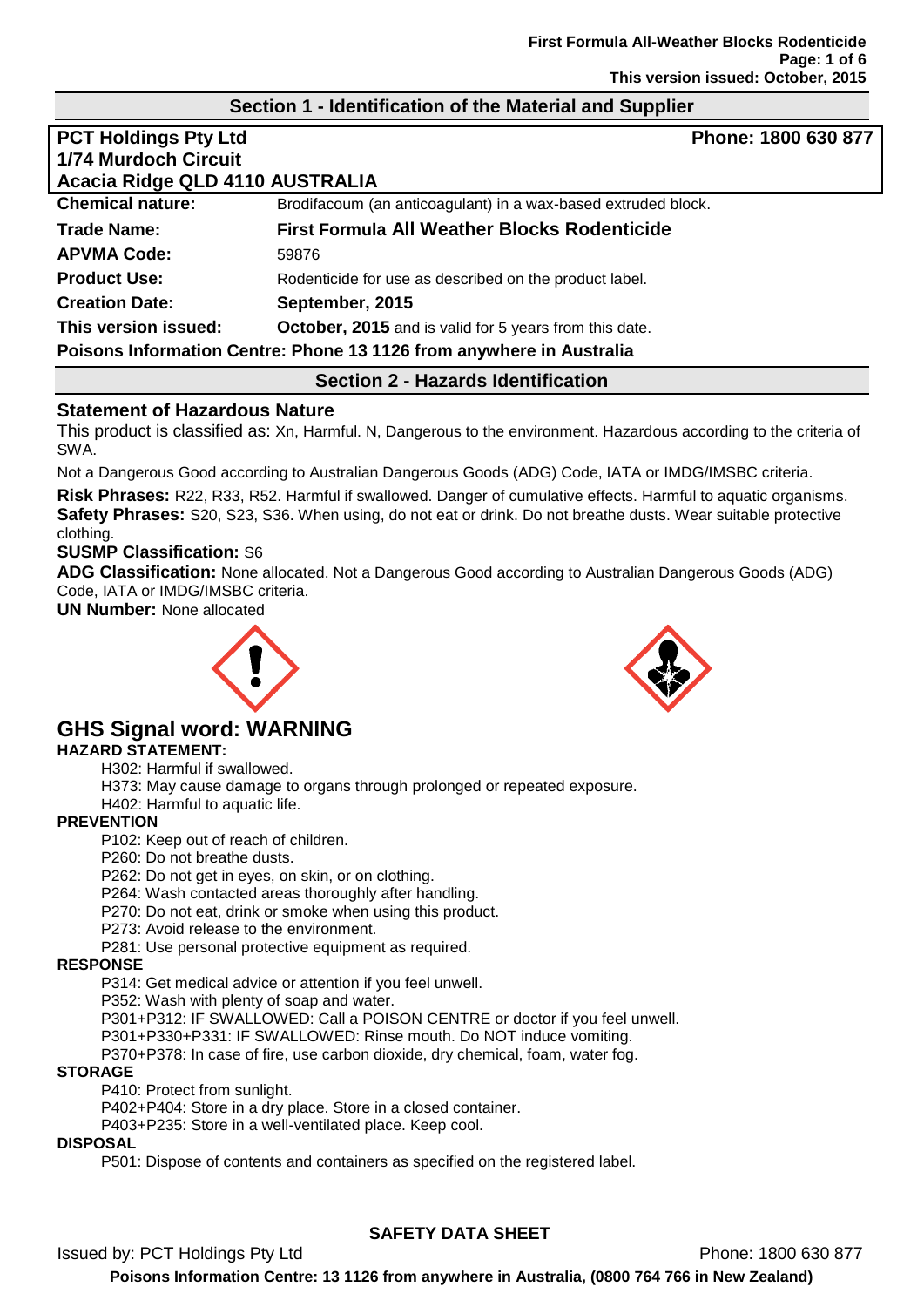## Section 1 - Identification of the Material and Supplier

**PCT Holdings Pty Ltd**
**1/74 Murdoch Circuit**
**Acacia Ridge QLD 4110 AUSTRALIA**

**Phone: 1800 630 877**

| | |
|---|---|
| **Chemical nature:** | Brodifacoum (an anticoagulant) in a wax-based extruded block. |
| **Trade Name:** | **First Formula All Weather Blocks Rodenticide** |
| **APVMA Code:** | 59876 |
| **Product Use:** | Rodenticide for use as described on the product label. |
| **Creation Date:** | **September, 2015** |
| **This version issued:** | **October, 2015** and is valid for 5 years from this date. |

**Poisons Information Centre: Phone 13 1126 from anywhere in Australia**

## Section 2 - Hazards Identification

### Statement of Hazardous Nature

This product is classified as: Xn, Harmful. N, Dangerous to the environment. Hazardous according to the criteria of SWA.

Not a Dangerous Good according to Australian Dangerous Goods (ADG) Code, IATA or IMDG/IMSBC criteria.

**Risk Phrases:** R22, R33, R52. Harmful if swallowed. Danger of cumulative effects. Harmful to aquatic organisms.
**Safety Phrases:** S20, S23, S36. When using, do not eat or drink. Do not breathe dusts. Wear suitable protective clothing.

**SUSMP Classification:** S6

**ADG Classification:** None allocated. Not a Dangerous Good according to Australian Dangerous Goods (ADG) Code, IATA or IMDG/IMSBC criteria.

**UN Number:** None allocated

## GHS Signal word: WARNING

**HAZARD STATEMENT:**

H302: Harmful if swallowed.
H373: May cause damage to organs through prolonged or repeated exposure.
H402: Harmful to aquatic life.

**PREVENTION**

P102: Keep out of reach of children.
P260: Do not breathe dusts.
P262: Do not get in eyes, on skin, or on clothing.
P264: Wash contacted areas thoroughly after handling.
P270: Do not eat, drink or smoke when using this product.
P273: Avoid release to the environment.
P281: Use personal protective equipment as required.

**RESPONSE**

P314: Get medical advice or attention if you feel unwell.
P352: Wash with plenty of soap and water.
P301+P312: IF SWALLOWED: Call a POISON CENTRE or doctor if you feel unwell.
P301+P330+P331: IF SWALLOWED: Rinse mouth. Do NOT induce vomiting.
P370+P378: In case of fire, use carbon dioxide, dry chemical, foam, water fog.

**STORAGE**

P410: Protect from sunlight.
P402+P404: Store in a dry place. Store in a closed container.
P403+P235: Store in a well-ventilated place. Keep cool.

**DISPOSAL**

P501: Dispose of contents and containers as specified on the registered label.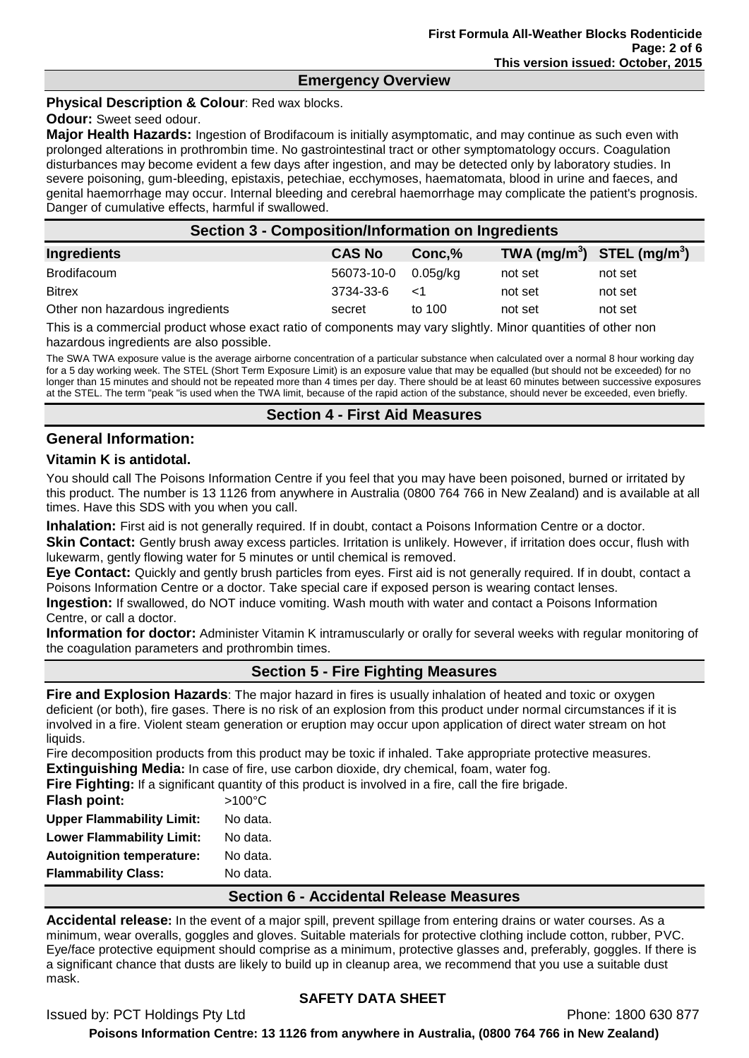## Emergency Overview

**Physical Description & Colour**: Red wax blocks.

**Odour:** Sweet seed odour.

**Major Health Hazards:** Ingestion of Brodifacoum is initially asymptomatic, and may continue as such even with prolonged alterations in prothrombin time. No gastrointestinal tract or other symptomatology occurs. Coagulation disturbances may become evident a few days after ingestion, and may be detected only by laboratory studies. In severe poisoning, gum-bleeding, epistaxis, petechiae, ecchymoses, haematomata, blood in urine and faeces, and genital haemorrhage may occur. Internal bleeding and cerebral haemorrhage may complicate the patient's prognosis. Danger of cumulative effects, harmful if swallowed.

## Section 3 - Composition/Information on Ingredients

| Ingredients | CAS No | Conc,% | TWA ($mg/m^3$) | STEL ($mg/m^3$) |
|---|---|---|---|---|
| Brodifacoum | 56073-10-0 | 0.05g/kg | not set | not set |
| Bitrex | 3734-33-6 | <1 | not set | not set |
| Other non hazardous ingredients | secret | to 100 | not set | not set |

This is a commercial product whose exact ratio of components may vary slightly. Minor quantities of other non hazardous ingredients are also possible.

The SWA TWA exposure value is the average airborne concentration of a particular substance when calculated over a normal 8 hour working day for a 5 day working week. The STEL (Short Term Exposure Limit) is an exposure value that may be equalled (but should not be exceeded) for no longer than 15 minutes and should not be repeated more than 4 times per day. There should be at least 60 minutes between successive exposures at the STEL. The term "peak "is used when the TWA limit, because of the rapid action of the substance, should never be exceeded, even briefly.

## Section 4 - First Aid Measures

### General Information:

**Vitamin K is antidotal.**

You should call The Poisons Information Centre if you feel that you may have been poisoned, burned or irritated by this product. The number is 13 1126 from anywhere in Australia (0800 764 766 in New Zealand) and is available at all times. Have this SDS with you when you call.

**Inhalation:** First aid is not generally required. If in doubt, contact a Poisons Information Centre or a doctor.

**Skin Contact:** Gently brush away excess particles. Irritation is unlikely. However, if irritation does occur, flush with lukewarm, gently flowing water for 5 minutes or until chemical is removed.

**Eye Contact:** Quickly and gently brush particles from eyes. First aid is not generally required. If in doubt, contact a Poisons Information Centre or a doctor. Take special care if exposed person is wearing contact lenses.

**Ingestion:** If swallowed, do NOT induce vomiting. Wash mouth with water and contact a Poisons Information Centre, or call a doctor.

**Information for doctor:** Administer Vitamin K intramuscularly or orally for several weeks with regular monitoring of the coagulation parameters and prothrombin times.

## Section 5 - Fire Fighting Measures

**Fire and Explosion Hazards**: The major hazard in fires is usually inhalation of heated and toxic or oxygen deficient (or both), fire gases. There is no risk of an explosion from this product under normal circumstances if it is involved in a fire. Violent steam generation or eruption may occur upon application of direct water stream on hot liquids.

Fire decomposition products from this product may be toxic if inhaled. Take appropriate protective measures.

**Extinguishing Media:** In case of fire, use carbon dioxide, dry chemical, foam, water fog.

**Fire Fighting:** If a significant quantity of this product is involved in a fire, call the fire brigade.

| | |
|---|---|
| **Flash point:** | >100°C |
| **Upper Flammability Limit:** | No data. |
| **Lower Flammability Limit:** | No data. |
| **Autoignition temperature:** | No data. |
| **Flammability Class:** | No data. |

## Section 6 - Accidental Release Measures

**Accidental release:** In the event of a major spill, prevent spillage from entering drains or water courses. As a minimum, wear overalls, goggles and gloves. Suitable materials for protective clothing include cotton, rubber, PVC. Eye/face protective equipment should comprise as a minimum, protective glasses and, preferably, goggles. If there is a significant chance that dusts are likely to build up in cleanup area, we recommend that you use a suitable dust mask.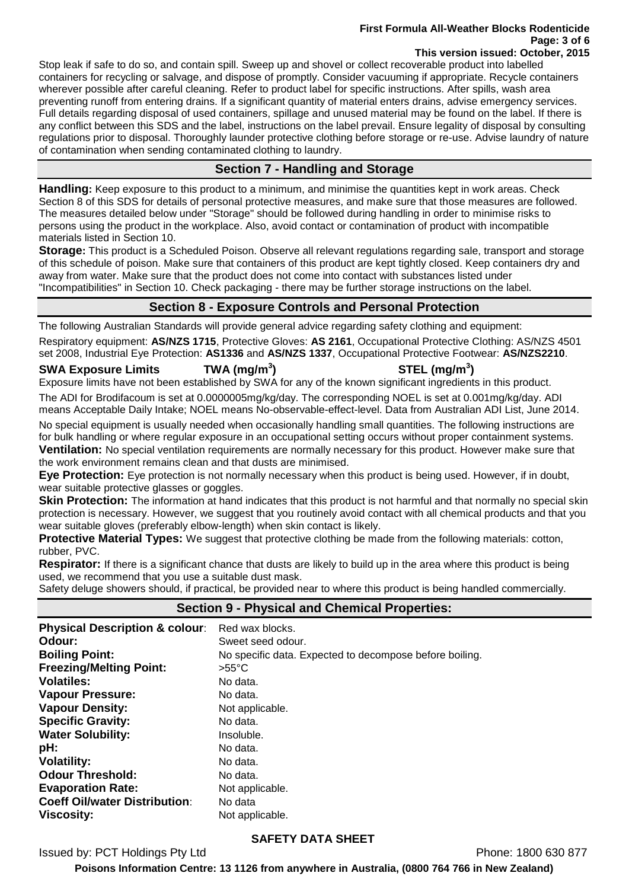Stop leak if safe to do so, and contain spill. Sweep up and shovel or collect recoverable product into labelled containers for recycling or salvage, and dispose of promptly. Consider vacuuming if appropriate. Recycle containers wherever possible after careful cleaning. Refer to product label for specific instructions. After spills, wash area preventing runoff from entering drains. If a significant quantity of material enters drains, advise emergency services. Full details regarding disposal of used containers, spillage and unused material may be found on the label. If there is any conflict between this SDS and the label, instructions on the label prevail. Ensure legality of disposal by consulting regulations prior to disposal. Thoroughly launder protective clothing before storage or re-use. Advise laundry of nature of contamination when sending contaminated clothing to laundry.

## Section 7 - Handling and Storage

**Handling:** Keep exposure to this product to a minimum, and minimise the quantities kept in work areas. Check Section 8 of this SDS for details of personal protective measures, and make sure that those measures are followed. The measures detailed below under "Storage" should be followed during handling in order to minimise risks to persons using the product in the workplace. Also, avoid contact or contamination of product with incompatible materials listed in Section 10.

**Storage:** This product is a Scheduled Poison. Observe all relevant regulations regarding sale, transport and storage of this schedule of poison. Make sure that containers of this product are kept tightly closed. Keep containers dry and away from water. Make sure that the product does not come into contact with substances listed under "Incompatibilities" in Section 10. Check packaging - there may be further storage instructions on the label.

## Section 8 - Exposure Controls and Personal Protection

The following Australian Standards will provide general advice regarding safety clothing and equipment:

Respiratory equipment: **AS/NZS 1715**, Protective Gloves: **AS 2161**, Occupational Protective Clothing: AS/NZS 4501 set 2008, Industrial Eye Protection: **AS1336** and **AS/NZS 1337**, Occupational Protective Footwear: **AS/NZS2210**.

**SWA Exposure Limits** **TWA ($mg/m^3$)** **STEL ($mg/m^3$)**

Exposure limits have not been established by SWA for any of the known significant ingredients in this product.

The ADI for Brodifacoum is set at 0.0000005mg/kg/day. The corresponding NOEL is set at 0.001mg/kg/day. ADI means Acceptable Daily Intake; NOEL means No-observable-effect-level. Data from Australian ADI List, June 2014.

No special equipment is usually needed when occasionally handling small quantities. The following instructions are for bulk handling or where regular exposure in an occupational setting occurs without proper containment systems.

**Ventilation:** No special ventilation requirements are normally necessary for this product. However make sure that the work environment remains clean and that dusts are minimised.

**Eye Protection:** Eye protection is not normally necessary when this product is being used. However, if in doubt, wear suitable protective glasses or goggles.

**Skin Protection:** The information at hand indicates that this product is not harmful and that normally no special skin protection is necessary. However, we suggest that you routinely avoid contact with all chemical products and that you wear suitable gloves (preferably elbow-length) when skin contact is likely.

**Protective Material Types:** We suggest that protective clothing be made from the following materials: cotton, rubber, PVC.

**Respirator:** If there is a significant chance that dusts are likely to build up in the area where this product is being used, we recommend that you use a suitable dust mask.

Safety deluge showers should, if practical, be provided near to where this product is being handled commercially.

## Section 9 - Physical and Chemical Properties:

| | |
|---|---|
| **Physical Description & colour**: | Red wax blocks. |
| **Odour:** | Sweet seed odour. |
| **Boiling Point:** | No specific data. Expected to decompose before boiling. |
| **Freezing/Melting Point:** | >55°C |
| **Volatiles:** | No data. |
| **Vapour Pressure:** | No data. |
| **Vapour Density:** | Not applicable. |
| **Specific Gravity:** | No data. |
| **Water Solubility:** | Insoluble. |
| **pH:** | No data. |
| **Volatility:** | No data. |
| **Odour Threshold:** | No data. |
| **Evaporation Rate:** | Not applicable. |
| **Coeff Oil/water Distribution**: | No data |
| **Viscosity:** | Not applicable. |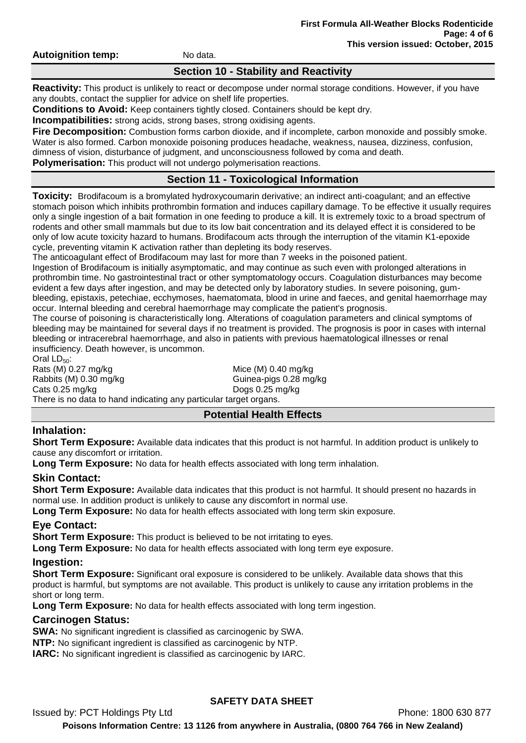**Autoignition temp:** No data.

## Section 10 - Stability and Reactivity

**Reactivity:** This product is unlikely to react or decompose under normal storage conditions. However, if you have any doubts, contact the supplier for advice on shelf life properties.

**Conditions to Avoid:** Keep containers tightly closed. Containers should be kept dry.

**Incompatibilities:** strong acids, strong bases, strong oxidising agents.

**Fire Decomposition:** Combustion forms carbon dioxide, and if incomplete, carbon monoxide and possibly smoke. Water is also formed. Carbon monoxide poisoning produces headache, weakness, nausea, dizziness, confusion, dimness of vision, disturbance of judgment, and unconsciousness followed by coma and death.

**Polymerisation:** This product will not undergo polymerisation reactions.

## Section 11 - Toxicological Information

**Toxicity:** Brodifacoum is a bromylated hydroxycoumarin derivative; an indirect anti-coagulant; and an effective stomach poison which inhibits prothrombin formation and induces capillary damage. To be effective it usually requires only a single ingestion of a bait formation in one feeding to produce a kill. It is extremely toxic to a broad spectrum of rodents and other small mammals but due to its low bait concentration and its delayed effect it is considered to be only of low acute toxicity hazard to humans. Brodifacoum acts through the interruption of the vitamin K1-epoxide cycle, preventing vitamin K activation rather than depleting its body reserves.

The anticoagulant effect of Brodifacoum may last for more than 7 weeks in the poisoned patient.

Ingestion of Brodifacoum is initially asymptomatic, and may continue as such even with prolonged alterations in prothrombin time. No gastrointestinal tract or other symptomatology occurs. Coagulation disturbances may become evident a few days after ingestion, and may be detected only by laboratory studies. In severe poisoning, gum-bleeding, epistaxis, petechiae, ecchymoses, haematomata, blood in urine and faeces, and genital haemorrhage may occur. Internal bleeding and cerebral haemorrhage may complicate the patient's prognosis.

The course of poisoning is characteristically long. Alterations of coagulation parameters and clinical symptoms of bleeding may be maintained for several days if no treatment is provided. The prognosis is poor in cases with internal bleeding or intracerebral haemorrhage, and also in patients with previous haematological illnesses or renal insufficiency. Death however, is uncommon.

Oral $LD_{50}$:

| | |
|---|---|
| Rats (M) 0.27 mg/kg | Mice (M) 0.40 mg/kg |
| Rabbits (M) 0.30 mg/kg | Guinea-pigs 0.28 mg/kg |
| Cats 0.25 mg/kg | Dogs 0.25 mg/kg |

There is no data to hand indicating any particular target organs.

## Potential Health Effects

### Inhalation:

**Short Term Exposure:** Available data indicates that this product is not harmful. In addition product is unlikely to cause any discomfort or irritation.

**Long Term Exposure:** No data for health effects associated with long term inhalation.

### Skin Contact:

**Short Term Exposure:** Available data indicates that this product is not harmful. It should present no hazards in normal use. In addition product is unlikely to cause any discomfort in normal use.

**Long Term Exposure:** No data for health effects associated with long term skin exposure.

### Eye Contact:

**Short Term Exposure:** This product is believed to be not irritating to eyes.

**Long Term Exposure:** No data for health effects associated with long term eye exposure.

### Ingestion:

**Short Term Exposure:** Significant oral exposure is considered to be unlikely. Available data shows that this product is harmful, but symptoms are not available. This product is unlikely to cause any irritation problems in the short or long term.

**Long Term Exposure:** No data for health effects associated with long term ingestion.

### Carcinogen Status:

**SWA:** No significant ingredient is classified as carcinogenic by SWA.

**NTP:** No significant ingredient is classified as carcinogenic by NTP.

**IARC:** No significant ingredient is classified as carcinogenic by IARC.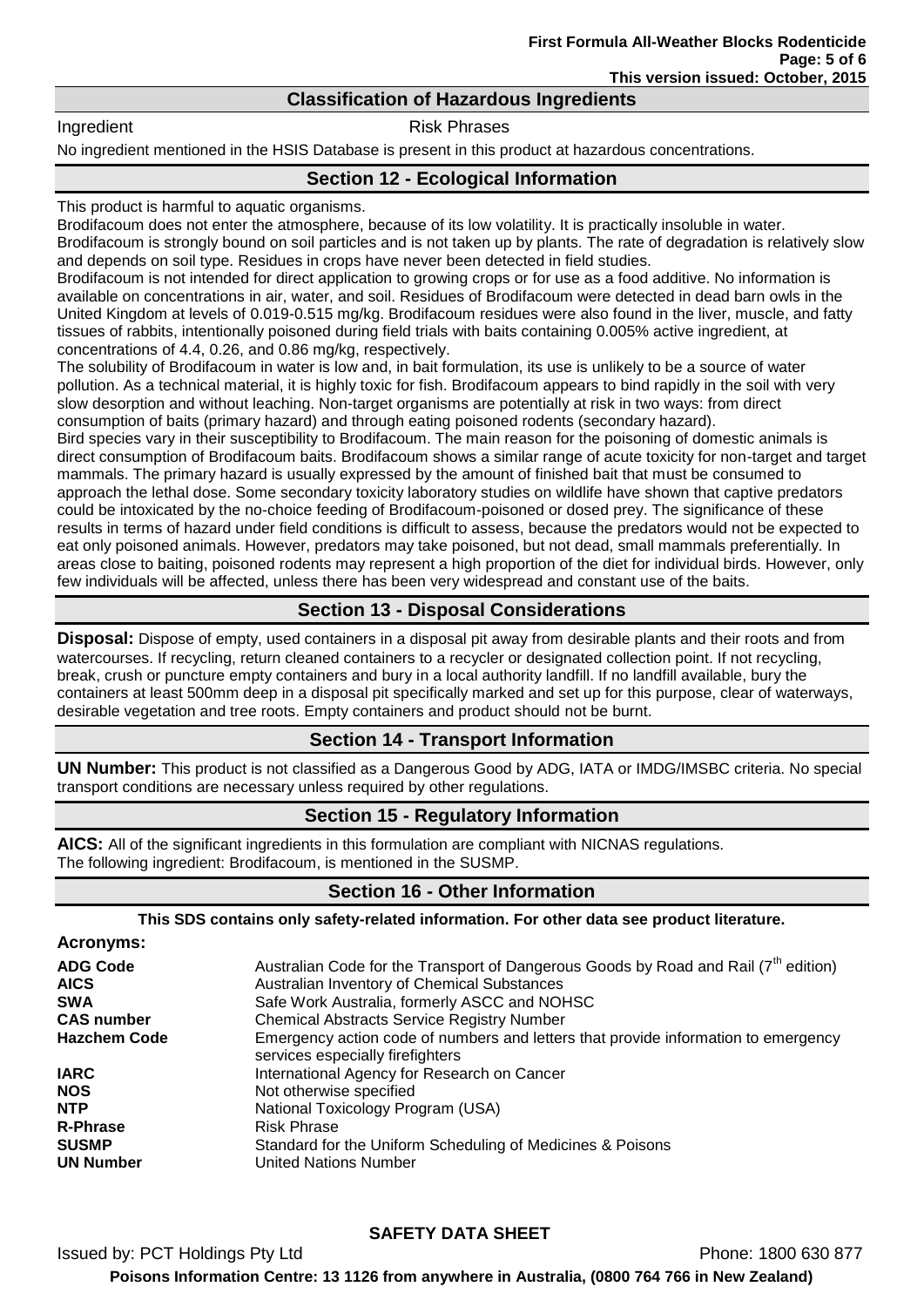## Classification of Hazardous Ingredients

| Ingredient | Risk Phrases |
|---|---|

No ingredient mentioned in the HSIS Database is present in this product at hazardous concentrations.

## Section 12 - Ecological Information

This product is harmful to aquatic organisms.
Brodifacoum does not enter the atmosphere, because of its low volatility. It is practically insoluble in water. Brodifacoum is strongly bound on soil particles and is not taken up by plants. The rate of degradation is relatively slow and depends on soil type. Residues in crops have never been detected in field studies.
Brodifacoum is not intended for direct application to growing crops or for use as a food additive. No information is available on concentrations in air, water, and soil. Residues of Brodifacoum were detected in dead barn owls in the United Kingdom at levels of 0.019-0.515 mg/kg. Brodifacoum residues were also found in the liver, muscle, and fatty tissues of rabbits, intentionally poisoned during field trials with baits containing 0.005% active ingredient, at concentrations of 4.4, 0.26, and 0.86 mg/kg, respectively.
The solubility of Brodifacoum in water is low and, in bait formulation, its use is unlikely to be a source of water pollution. As a technical material, it is highly toxic for fish. Brodifacoum appears to bind rapidly in the soil with very slow desorption and without leaching. Non-target organisms are potentially at risk in two ways: from direct consumption of baits (primary hazard) and through eating poisoned rodents (secondary hazard).
Bird species vary in their susceptibility to Brodifacoum. The main reason for the poisoning of domestic animals is direct consumption of Brodifacoum baits. Brodifacoum shows a similar range of acute toxicity for non-target and target mammals. The primary hazard is usually expressed by the amount of finished bait that must be consumed to approach the lethal dose. Some secondary toxicity laboratory studies on wildlife have shown that captive predators could be intoxicated by the no-choice feeding of Brodifacoum-poisoned or dosed prey. The significance of these results in terms of hazard under field conditions is difficult to assess, because the predators would not be expected to eat only poisoned animals. However, predators may take poisoned, but not dead, small mammals preferentially. In areas close to baiting, poisoned rodents may represent a high proportion of the diet for individual birds. However, only few individuals will be affected, unless there has been very widespread and constant use of the baits.

## Section 13 - Disposal Considerations

**Disposal:** Dispose of empty, used containers in a disposal pit away from desirable plants and their roots and from watercourses. If recycling, return cleaned containers to a recycler or designated collection point. If not recycling, break, crush or puncture empty containers and bury in a local authority landfill. If no landfill available, bury the containers at least 500mm deep in a disposal pit specifically marked and set up for this purpose, clear of waterways, desirable vegetation and tree roots. Empty containers and product should not be burnt.

## Section 14 - Transport Information

**UN Number:** This product is not classified as a Dangerous Good by ADG, IATA or IMDG/IMSBC criteria. No special transport conditions are necessary unless required by other regulations.

## Section 15 - Regulatory Information

**AICS:** All of the significant ingredients in this formulation are compliant with NICNAS regulations.
The following ingredient: Brodifacoum, is mentioned in the SUSMP.

## Section 16 - Other Information

**This SDS contains only safety-related information. For other data see product literature.**

**Acronyms:**

| | |
|---|---|
| **ADG Code** | Australian Code for the Transport of Dangerous Goods by Road and Rail (7th edition) |
| **AICS** | Australian Inventory of Chemical Substances |
| **SWA** | Safe Work Australia, formerly ASCC and NOHSC |
| **CAS number** | Chemical Abstracts Service Registry Number |
| **Hazchem Code** | Emergency action code of numbers and letters that provide information to emergency services especially firefighters |
| **IARC** | International Agency for Research on Cancer |
| **NOS** | Not otherwise specified |
| **NTP** | National Toxicology Program (USA) |
| **R-Phrase** | Risk Phrase |
| **SUSMP** | Standard for the Uniform Scheduling of Medicines & Poisons |
| **UN Number** | United Nations Number |

**SAFETY DATA SHEET**

Issued by: PCT Holdings Pty Ltd Phone: 1800 630 877

**Poisons Information Centre: 13 1126 from anywhere in Australia, (0800 764 766 in New Zealand)**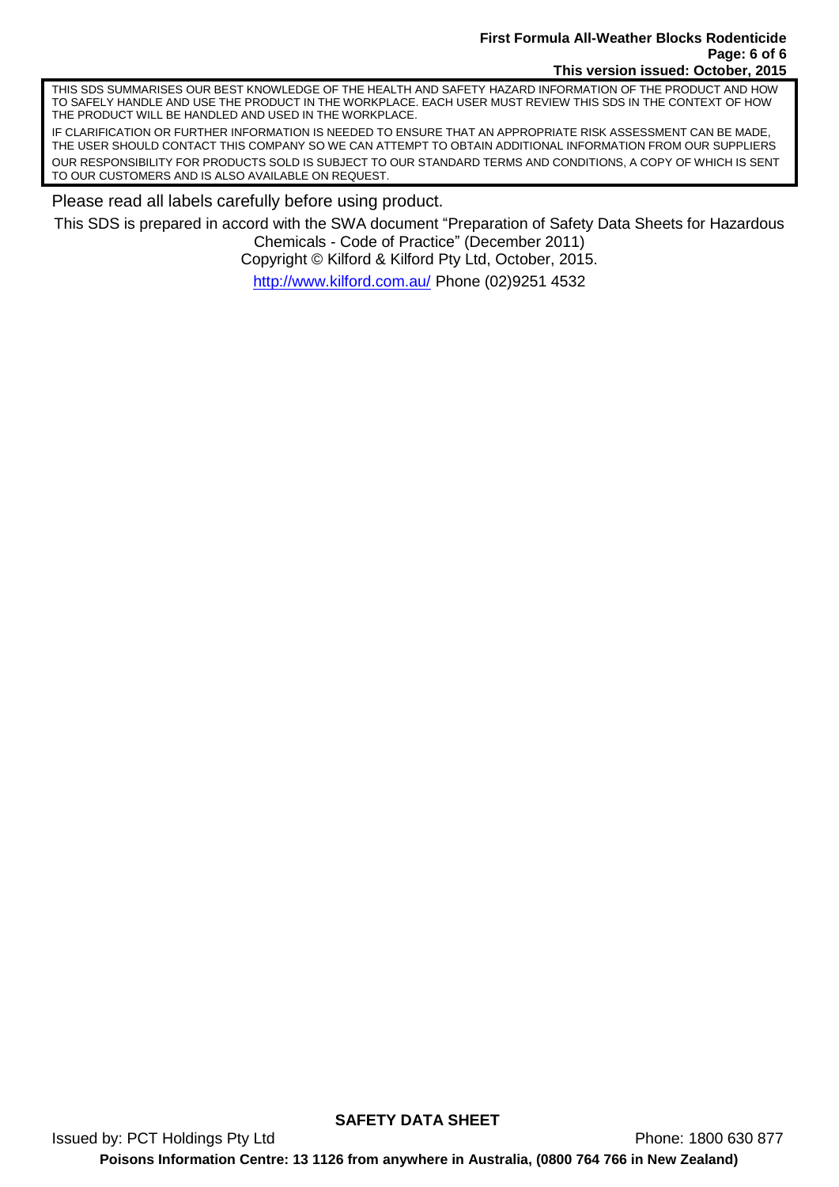THIS SDS SUMMARISES OUR BEST KNOWLEDGE OF THE HEALTH AND SAFETY HAZARD INFORMATION OF THE PRODUCT AND HOW TO SAFELY HANDLE AND USE THE PRODUCT IN THE WORKPLACE. EACH USER MUST REVIEW THIS SDS IN THE CONTEXT OF HOW THE PRODUCT WILL BE HANDLED AND USED IN THE WORKPLACE.

IF CLARIFICATION OR FURTHER INFORMATION IS NEEDED TO ENSURE THAT AN APPROPRIATE RISK ASSESSMENT CAN BE MADE, THE USER SHOULD CONTACT THIS COMPANY SO WE CAN ATTEMPT TO OBTAIN ADDITIONAL INFORMATION FROM OUR SUPPLIERS

OUR RESPONSIBILITY FOR PRODUCTS SOLD IS SUBJECT TO OUR STANDARD TERMS AND CONDITIONS, A COPY OF WHICH IS SENT TO OUR CUSTOMERS AND IS ALSO AVAILABLE ON REQUEST.

Please read all labels carefully before using product.

This SDS is prepared in accord with the SWA document "Preparation of Safety Data Sheets for Hazardous Chemicals - Code of Practice" (December 2011)

Copyright © Kilford & Kilford Pty Ltd, October, 2015.

http://www.kilford.com.au/ Phone (02)9251 4532